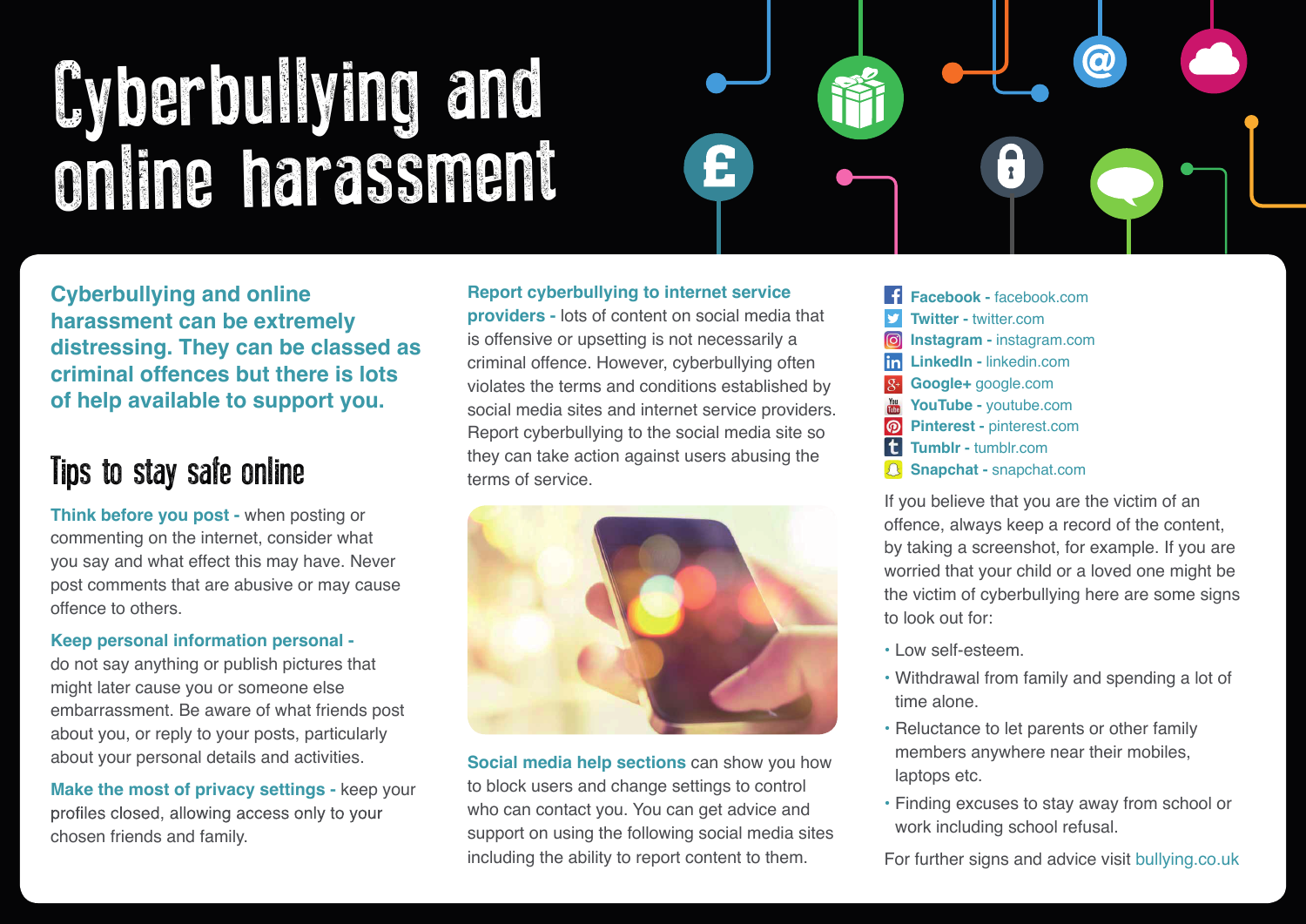# Cyberbullying and online harassment

**Cyberbullying and online harassment can be extremely distressing. They can be classed as criminal offences but there is lots of help available to support you.**

## Tips to stay safe online

**Think before you post -** when posting or commenting on the internet, consider what you say and what effect this may have. Never post comments that are abusive or may cause offence to others.

**Keep personal information personal -** do not say anything or publish pictures that might later cause you or someone else embarrassment. Be aware of what friends post about you, or reply to your posts, particularly about your personal details and activities.

**Make the most of privacy settings -** keep your profiles closed, allowing access only to your chosen friends and family.

**Report cyberbullying to internet service providers -** lots of content on social media that is offensive or upsetting is not necessarily a criminal offence. However, cyberbullying often violates the terms and conditions established by social media sites and internet service providers. Report cyberbullying to the social media site so they can take action against users abusing the terms of service.

**Social media help sections** can show you how to block users and change settings to control who can contact you. You can get advice and support on using the following social media sites including the ability to report content to them.

- **Facebook -** facebook.com
- **Twitter -** twitter.com
- **Instagram -** instagram.com
- **LinkedIn -** linkedin.com
- **Google+** google.com
- **YouTube -** youtube.com
- **Pinterest -** pinterest.com
- **Tumblr -** tumblr.com
- **Snapchat -** snapchat.com

If you believe that you are the victim of an offence, always keep a record of the content, by taking a screenshot, for example. If you are worried that your child or a loved one might be the victim of cyberbullying here are some signs to look out for:

- Low self-esteem.
- Withdrawal from family and spending a lot of time alone.
- Reluctance to let parents or other family members anywhere near their mobiles, laptops etc.
- Finding excuses to stay away from school or work including school refusal.

For further signs and advice visit bullying.co.uk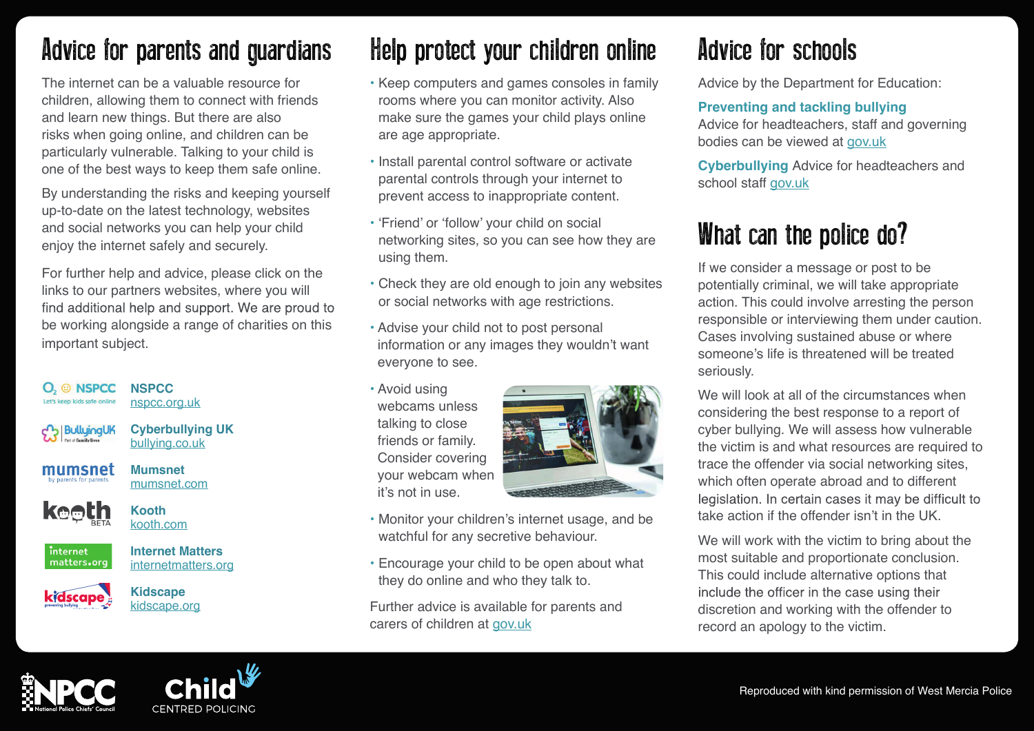## Advice for parents and guardians

The internet can be a valuable resource for children, allowing them to connect with friends and learn new things. But there are also risks when going online, and children can be particularly vulnerable. Talking to your child is one of the best ways to keep them safe online.

By understanding the risks and keeping yourself up-to-date on the latest technology, websites and social networks you can help your child enjoy the internet safely and securely.

For further help and advice, please click on the links to our partners websites, where you will find additional help and support. We are proud to be working alongside a range of charities on this important subject.

**NSPCC**
nspcc.org.uk

**Cyberbullying UK**
bullying.co.uk

**Mumsnet**
mumsnet.com

**Kooth**
kooth.com

**Internet Matters**
internetmatters.org

**Kidscape**
kidscape.org

## Help protect your children online

- Keep computers and games consoles in family rooms where you can monitor activity. Also make sure the games your child plays online are age appropriate.
- Install parental control software or activate parental controls through your internet to prevent access to inappropriate content.
- 'Friend' or 'follow' your child on social networking sites, so you can see how they are using them.
- Check they are old enough to join any websites or social networks with age restrictions.
- Advise your child not to post personal information or any images they wouldn't want everyone to see.
- Avoid using webcams unless talking to close friends or family. Consider covering your webcam when it's not in use.
- Monitor your children's internet usage, and be watchful for any secretive behaviour.
- Encourage your child to be open about what they do online and who they talk to.

Further advice is available for parents and carers of children at gov.uk

## Advice for schools

Advice by the Department for Education:

**Preventing and tackling bullying**
Advice for headteachers, staff and governing bodies can be viewed at gov.uk

**Cyberbullying** Advice for headteachers and school staff gov.uk

## What can the police do?

If we consider a message or post to be potentially criminal, we will take appropriate action. This could involve arresting the person responsible or interviewing them under caution. Cases involving sustained abuse or where someone's life is threatened will be treated seriously.

We will look at all of the circumstances when considering the best response to a report of cyber bullying. We will assess how vulnerable the victim is and what resources are required to trace the offender via social networking sites, which often operate abroad and to different legislation. In certain cases it may be difficult to take action if the offender isn't in the UK.

We will work with the victim to bring about the most suitable and proportionate conclusion. This could include alternative options that include the officer in the case using their discretion and working with the offender to record an apology to the victim.

Reproduced with kind permission of West Mercia Police